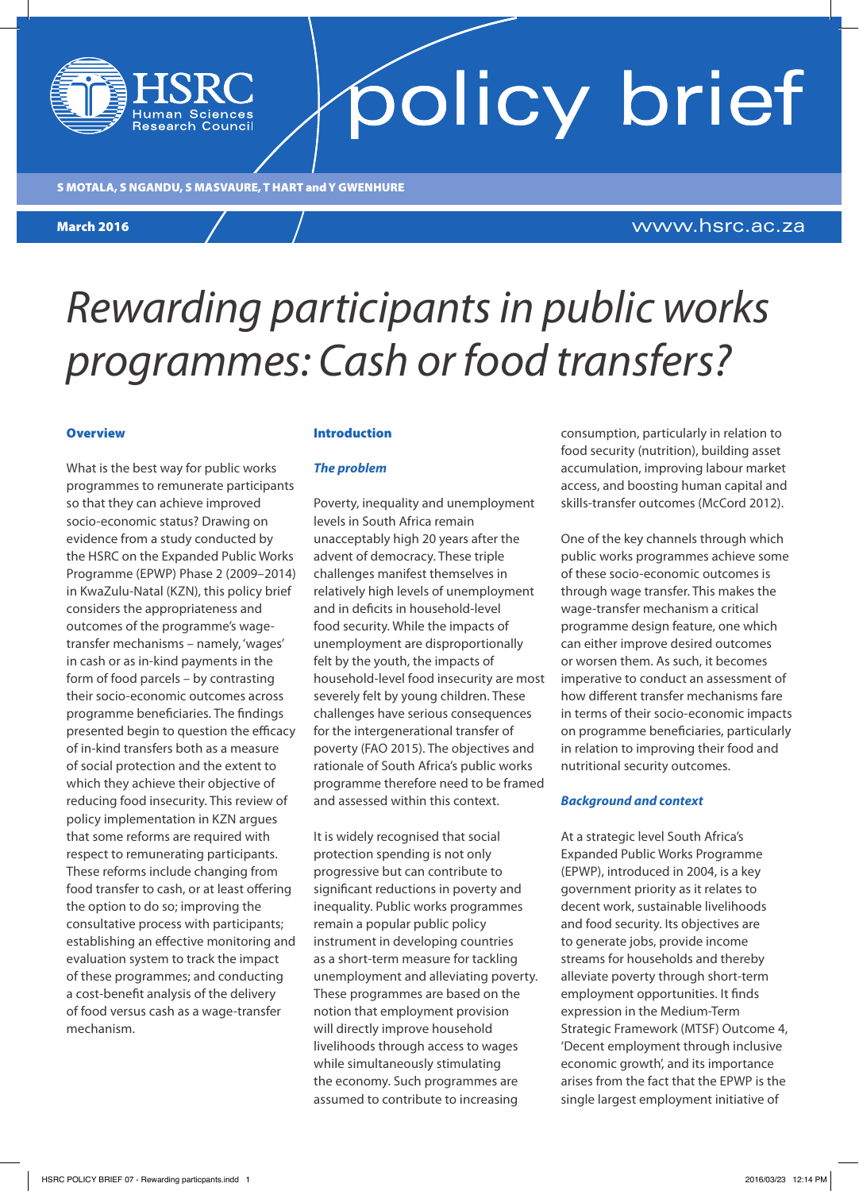HSRC Human Sciences Research Council

policy brief

S MOTALA, S NGANDU, S MASVAURE, T HART and Y GWENHURE

March 2016

www.hsrc.ac.za

# Rewarding participants in public works programmes: Cash or food transfers?

## Overview

What is the best way for public works programmes to remunerate participants so that they can achieve improved socio-economic status? Drawing on evidence from a study conducted by the HSRC on the Expanded Public Works Programme (EPWP) Phase 2 (2009–2014) in KwaZulu-Natal (KZN), this policy brief considers the appropriateness and outcomes of the programme's wage-transfer mechanisms – namely, 'wages' in cash or as in-kind payments in the form of food parcels – by contrasting their socio-economic outcomes across programme beneficiaries. The findings presented begin to question the efficacy of in-kind transfers both as a measure of social protection and the extent to which they achieve their objective of reducing food insecurity. This review of policy implementation in KZN argues that some reforms are required with respect to remunerating participants. These reforms include changing from food transfer to cash, or at least offering the option to do so; improving the consultative process with participants; establishing an effective monitoring and evaluation system to track the impact of these programmes; and conducting a cost-benefit analysis of the delivery of food versus cash as a wage-transfer mechanism.

## Introduction

### *The problem*

Poverty, inequality and unemployment levels in South Africa remain unacceptably high 20 years after the advent of democracy. These triple challenges manifest themselves in relatively high levels of unemployment and in deficits in household-level food security. While the impacts of unemployment are disproportionally felt by the youth, the impacts of household-level food insecurity are most severely felt by young children. These challenges have serious consequences for the intergenerational transfer of poverty (FAO 2015). The objectives and rationale of South Africa's public works programme therefore need to be framed and assessed within this context.

It is widely recognised that social protection spending is not only progressive but can contribute to significant reductions in poverty and inequality. Public works programmes remain a popular public policy instrument in developing countries as a short-term measure for tackling unemployment and alleviating poverty. These programmes are based on the notion that employment provision will directly improve household livelihoods through access to wages while simultaneously stimulating the economy. Such programmes are assumed to contribute to increasing consumption, particularly in relation to food security (nutrition), building asset accumulation, improving labour market access, and boosting human capital and skills-transfer outcomes (McCord 2012).

One of the key channels through which public works programmes achieve some of these socio-economic outcomes is through wage transfer. This makes the wage-transfer mechanism a critical programme design feature, one which can either improve desired outcomes or worsen them. As such, it becomes imperative to conduct an assessment of how different transfer mechanisms fare in terms of their socio-economic impacts on programme beneficiaries, particularly in relation to improving their food and nutritional security outcomes.

### *Background and context*

At a strategic level South Africa's Expanded Public Works Programme (EPWP), introduced in 2004, is a key government priority as it relates to decent work, sustainable livelihoods and food security. Its objectives are to generate jobs, provide income streams for households and thereby alleviate poverty through short-term employment opportunities. It finds expression in the Medium-Term Strategic Framework (MTSF) Outcome 4, 'Decent employment through inclusive economic growth', and its importance arises from the fact that the EPWP is the single largest employment initiative of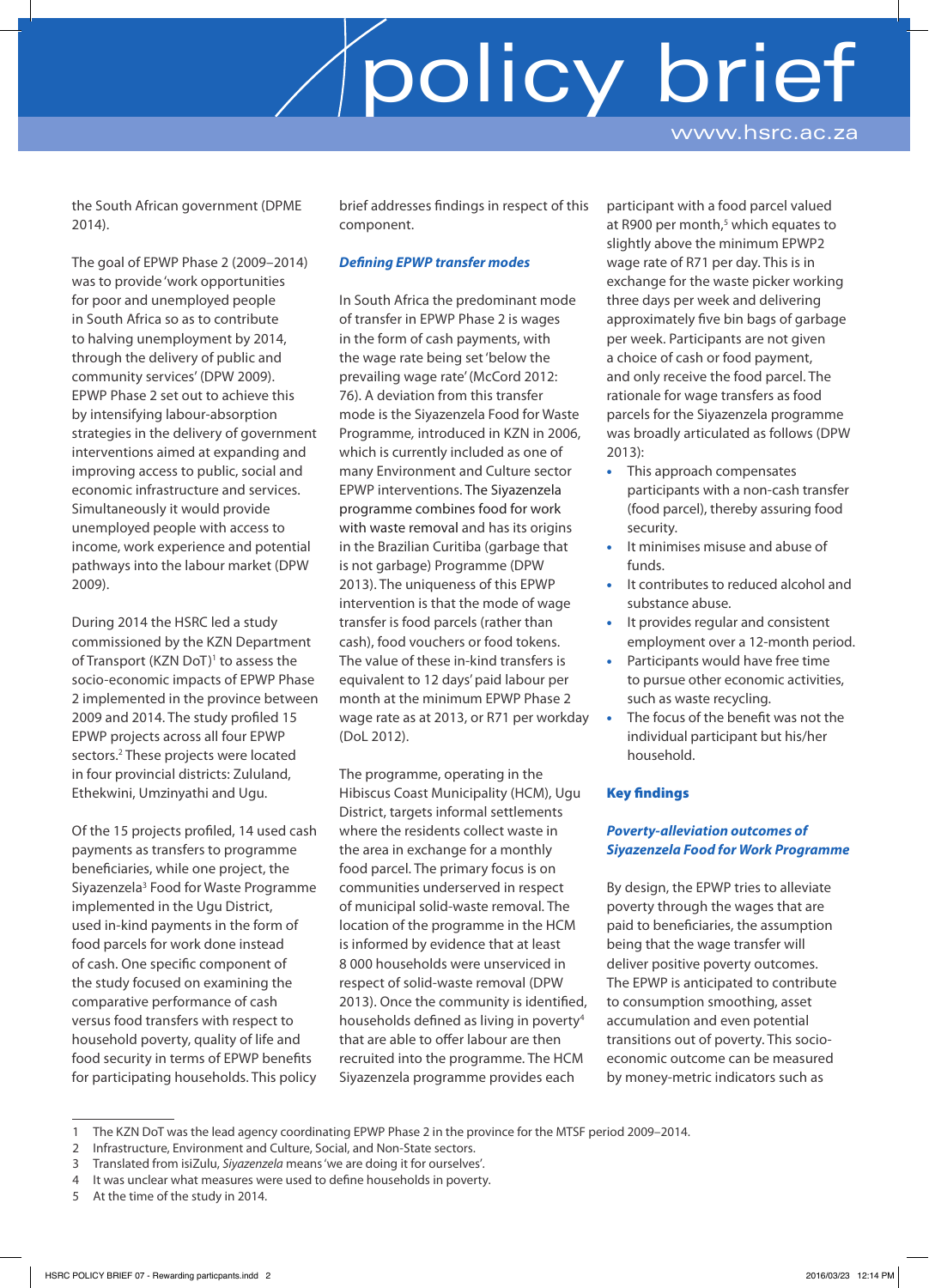the South African government (DPME 2014).

The goal of EPWP Phase 2 (2009–2014) was to provide 'work opportunities for poor and unemployed people in South Africa so as to contribute to halving unemployment by 2014, through the delivery of public and community services' (DPW 2009). EPWP Phase 2 set out to achieve this by intensifying labour-absorption strategies in the delivery of government interventions aimed at expanding and improving access to public, social and economic infrastructure and services. Simultaneously it would provide unemployed people with access to income, work experience and potential pathways into the labour market (DPW 2009).

During 2014 the HSRC led a study commissioned by the KZN Department of Transport (KZN DoT)[1] to assess the socio-economic impacts of EPWP Phase 2 implemented in the province between 2009 and 2014. The study profiled 15 EPWP projects across all four EPWP sectors.[2] These projects were located in four provincial districts: Zululand, Ethekwini, Umzinyathi and Ugu.

Of the 15 projects profiled, 14 used cash payments as transfers to programme beneficiaries, while one project, the Siyazenzela[3] Food for Waste Programme implemented in the Ugu District, used in-kind payments in the form of food parcels for work done instead of cash. One specific component of the study focused on examining the comparative performance of cash versus food transfers with respect to household poverty, quality of life and food security in terms of EPWP benefits for participating households. This policy brief addresses findings in respect of this component.

### *Defining EPWP transfer modes*

In South Africa the predominant mode of transfer in EPWP Phase 2 is wages in the form of cash payments, with the wage rate being set 'below the prevailing wage rate' (McCord 2012: 76). A deviation from this transfer mode is the Siyazenzela Food for Waste Programme, introduced in KZN in 2006, which is currently included as one of many Environment and Culture sector EPWP interventions. The Siyazenzela programme combines food for work with waste removal and has its origins in the Brazilian Curitiba (garbage that is not garbage) Programme (DPW 2013). The uniqueness of this EPWP intervention is that the mode of wage transfer is food parcels (rather than cash), food vouchers or food tokens. The value of these in-kind transfers is equivalent to 12 days' paid labour per month at the minimum EPWP Phase 2 wage rate as at 2013, or R71 per workday (DoL 2012).

The programme, operating in the Hibiscus Coast Municipality (HCM), Ugu District, targets informal settlements where the residents collect waste in the area in exchange for a monthly food parcel. The primary focus is on communities underserved in respect of municipal solid-waste removal. The location of the programme in the HCM is informed by evidence that at least 8 000 households were unserviced in respect of solid-waste removal (DPW 2013). Once the community is identified, households defined as living in poverty[4] that are able to offer labour are then recruited into the programme. The HCM Siyazenzela programme provides each participant with a food parcel valued at R900 per month,[5] which equates to slightly above the minimum EPWP2 wage rate of R71 per day. This is in exchange for the waste picker working three days per week and delivering approximately five bin bags of garbage per week. Participants are not given a choice of cash or food payment, and only receive the food parcel. The rationale for wage transfers as food parcels for the Siyazenzela programme was broadly articulated as follows (DPW 2013):

- This approach compensates participants with a non-cash transfer (food parcel), thereby assuring food security.
- It minimises misuse and abuse of funds.
- It contributes to reduced alcohol and substance abuse.
- It provides regular and consistent employment over a 12-month period.
- Participants would have free time to pursue other economic activities, such as waste recycling.
- The focus of the benefit was not the individual participant but his/her household.

## Key findings

### *Poverty-alleviation outcomes of Siyazenzela Food for Work Programme*

By design, the EPWP tries to alleviate poverty through the wages that are paid to beneficiaries, the assumption being that the wage transfer will deliver positive poverty outcomes. The EPWP is anticipated to contribute to consumption smoothing, asset accumulation and even potential transitions out of poverty. This socio-economic outcome can be measured by money-metric indicators such as

---

1 The KZN DoT was the lead agency coordinating EPWP Phase 2 in the province for the MTSF period 2009–2014.
2 Infrastructure, Environment and Culture, Social, and Non-State sectors.
3 Translated from isiZulu, *Siyazenzela* means 'we are doing it for ourselves'.
4 It was unclear what measures were used to define households in poverty.
5 At the time of the study in 2014.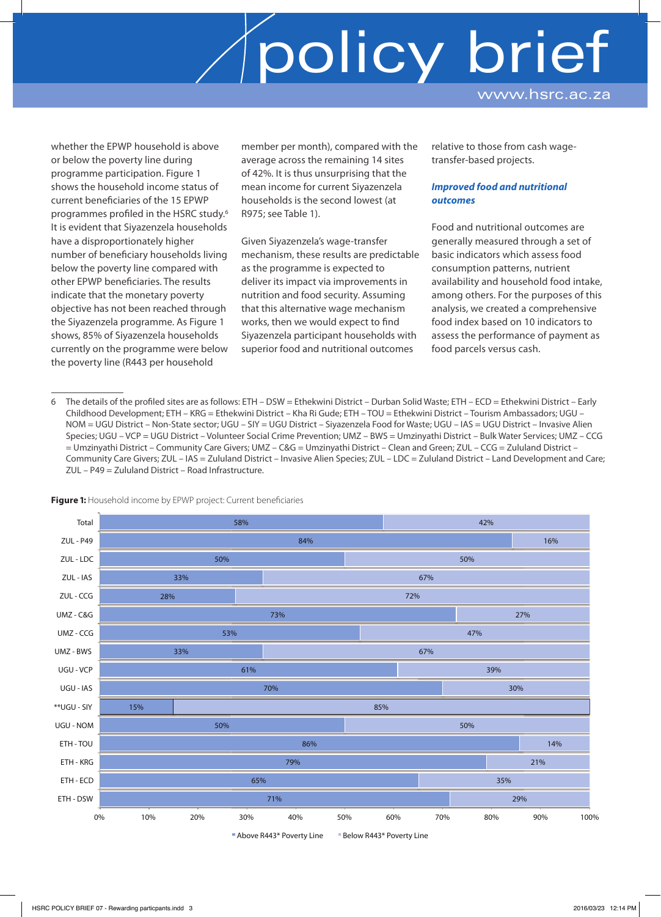whether the EPWP household is above or below the poverty line during programme participation. Figure 1 shows the household income status of current beneficiaries of the 15 EPWP programmes profiled in the HSRC study.[6] It is evident that Siyazenzela households have a disproportionately higher number of beneficiary households living below the poverty line compared with other EPWP beneficiaries. The results indicate that the monetary poverty objective has not been reached through the Siyazenzela programme. As Figure 1 shows, 85% of Siyazenzela households currently on the programme were below the poverty line (R443 per household member per month), compared with the average across the remaining 14 sites of 42%. It is thus unsurprising that the mean income for current Siyazenzela households is the second lowest (at R975; see Table 1).

Given Siyazenzela's wage-transfer mechanism, these results are predictable as the programme is expected to deliver its impact via improvements in nutrition and food security. Assuming that this alternative wage mechanism works, then we would expect to find Siyazenzela participant households with superior food and nutritional outcomes relative to those from cash wage-transfer-based projects.

### *Improved food and nutritional outcomes*

Food and nutritional outcomes are generally measured through a set of basic indicators which assess food consumption patterns, nutrient availability and household food intake, among others. For the purposes of this analysis, we created a comprehensive food index based on 10 indicators to assess the performance of payment as food parcels versus cash.

6 The details of the profiled sites are as follows: ETH – DSW = Ethekwini District – Durban Solid Waste; ETH – ECD = Ethekwini District – Early Childhood Development; ETH – KRG = Ethekwini District – Kha Ri Gude; ETH – TOU = Ethekwini District – Tourism Ambassadors; UGU – NOM = UGU District – Non-State sector; UGU – SIY = UGU District – Siyazenzela Food for Waste; UGU – IAS = UGU District – Invasive Alien Species; UGU – VCP = UGU District – Volunteer Social Crime Prevention; UMZ – BWS = Umzinyathi District – Bulk Water Services; UMZ – CCG = Umzinyathi District – Community Care Givers; UMZ – C&G = Umzinyathi District – Clean and Green; ZUL – CCG = Zululand District – Community Care Givers; ZUL – IAS = Zululand District – Invasive Alien Species; ZUL – LDC = Zululand District – Land Development and Care; ZUL – P49 = Zululand District – Road Infrastructure.

**Figure 1:** Household income by EPWP project: Current beneficiaries

| Project | Above R443* Poverty Line | Below R443* Poverty Line |
|---|---|---|
| Total | 58% | 42% |
| ZUL - P49 | 84% | 16% |
| ZUL - LDC | 50% | 50% |
| ZUL - IAS | 33% | 67% |
| ZUL - CCG | 28% | 72% |
| UMZ - C&G | 73% | 27% |
| UMZ - CCG | 53% | 47% |
| UMZ - BWS | 33% | 67% |
| UGU - VCP | 61% | 39% |
| UGU - IAS | 70% | 30% |
| **UGU - SIY | 15% | 85% |
| UGU - NOM | 50% | 50% |
| ETH - TOU | 86% | 14% |
| ETH - KRG | 79% | 21% |
| ETH - ECD | 65% | 35% |
| ETH - DSW | 71% | 29% |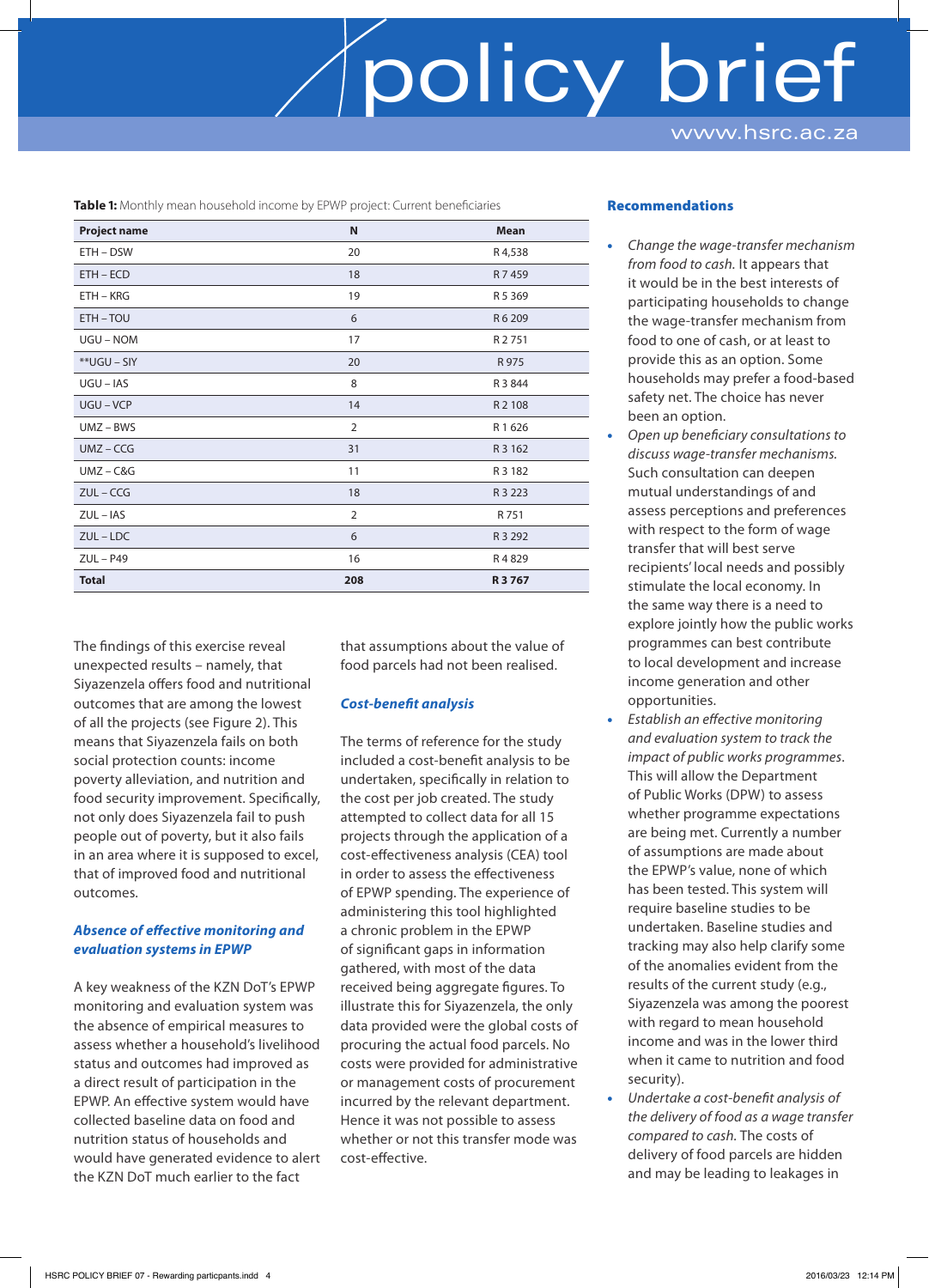**Table 1:** Monthly mean household income by EPWP project: Current beneficiaries

| Project name | N | Mean |
|---|---|---|
| ETH – DSW | 20 | R 4,538 |
| ETH – ECD | 18 | R 7 459 |
| ETH – KRG | 19 | R 5 369 |
| ETH – TOU | 6 | R 6 209 |
| UGU – NOM | 17 | R 2 751 |
| **UGU – SIY | 20 | R 975 |
| UGU – IAS | 8 | R 3 844 |
| UGU – VCP | 14 | R 2 108 |
| UMZ – BWS | 2 | R 1 626 |
| UMZ – CCG | 31 | R 3 162 |
| UMZ – C&G | 11 | R 3 182 |
| ZUL – CCG | 18 | R 3 223 |
| ZUL – IAS | 2 | R 751 |
| ZUL – LDC | 6 | R 3 292 |
| ZUL – P49 | 16 | R 4 829 |
| **Total** | **208** | **R 3 767** |

The findings of this exercise reveal unexpected results – namely, that Siyazenzela offers food and nutritional outcomes that are among the lowest of all the projects (see Figure 2). This means that Siyazenzela fails on both social protection counts: income poverty alleviation, and nutrition and food security improvement. Specifically, not only does Siyazenzela fail to push people out of poverty, but it also fails in an area where it is supposed to excel, that of improved food and nutritional outcomes.

### *Absence of effective monitoring and evaluation systems in EPWP*

A key weakness of the KZN DoT's EPWP monitoring and evaluation system was the absence of empirical measures to assess whether a household's livelihood status and outcomes had improved as a direct result of participation in the EPWP. An effective system would have collected baseline data on food and nutrition status of households and would have generated evidence to alert the KZN DoT much earlier to the fact that assumptions about the value of food parcels had not been realised.

### *Cost-benefit analysis*

The terms of reference for the study included a cost-benefit analysis to be undertaken, specifically in relation to the cost per job created. The study attempted to collect data for all 15 projects through the application of a cost-effectiveness analysis (CEA) tool in order to assess the effectiveness of EPWP spending. The experience of administering this tool highlighted a chronic problem in the EPWP of significant gaps in information gathered, with most of the data received being aggregate figures. To illustrate this for Siyazenzela, the only data provided were the global costs of procuring the actual food parcels. No costs were provided for administrative or management costs of procurement incurred by the relevant department. Hence it was not possible to assess whether or not this transfer mode was cost-effective.

### Recommendations

- *Change the wage-transfer mechanism from food to cash.* It appears that it would be in the best interests of participating households to change the wage-transfer mechanism from food to one of cash, or at least to provide this as an option. Some households may prefer a food-based safety net. The choice has never been an option.
- *Open up beneficiary consultations to discuss wage-transfer mechanisms.* Such consultation can deepen mutual understandings of and assess perceptions and preferences with respect to the form of wage transfer that will best serve recipients' local needs and possibly stimulate the local economy. In the same way there is a need to explore jointly how the public works programmes can best contribute to local development and increase income generation and other opportunities.
- *Establish an effective monitoring and evaluation system to track the impact of public works programmes*. This will allow the Department of Public Works (DPW) to assess whether programme expectations are being met. Currently a number of assumptions are made about the EPWP's value, none of which has been tested. This system will require baseline studies to be undertaken. Baseline studies and tracking may also help clarify some of the anomalies evident from the results of the current study (e.g., Siyazenzela was among the poorest with regard to mean household income and was in the lower third when it came to nutrition and food security).
- *Undertake a cost-benefit analysis of the delivery of food as a wage transfer compared to cash.* The costs of delivery of food parcels are hidden and may be leading to leakages in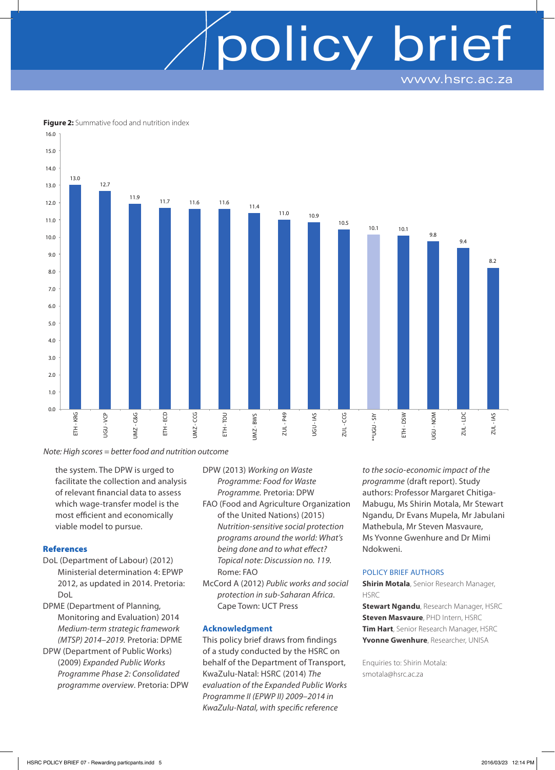**Figure 2:** Summative food and nutrition index

16.0
15.0
14.0
13.0
12.0
11.0
10.0
9.0
8.0
7.0
6.0
5.0
4.0
3.0
2.0
1.0
0.0

13.0 12.7 11.9 11.7 11.6 11.6 11.4 11.0 10.9 10.5 10.1 10.1 9.8 9.4 8.2

ETH - KRG
UGU - VCP
UMZ - C&G
ETH - ECD
UMZ - CCG
ETH - TOU
UMZ - BWS
ZUL - P49
UGU - IAS
ZUL - CCG
**UGU - SIY
ETH - DSW
UGU - NOM
ZUL - LDC
ZUL - IAS

*Note: High scores = better food and nutrition outcome*

the system. The DPW is urged to facilitate the collection and analysis of relevant financial data to assess which wage-transfer model is the most efficient and economically viable model to pursue.

## References

DoL (Department of Labour) (2012) Ministerial determination 4: EPWP 2012, as updated in 2014. Pretoria: DoL

DPME (Department of Planning, Monitoring and Evaluation) 2014 *Medium-term strategic framework (MTSP) 2014–2019.* Pretoria: DPME

DPW (Department of Public Works) (2009) *Expanded Public Works Programme Phase 2: Consolidated programme overview*. Pretoria: DPW

DPW (2013) *Working on Waste Programme: Food for Waste Programme.* Pretoria: DPW

FAO (Food and Agriculture Organization of the United Nations) (2015) *Nutrition-sensitive social protection programs around the world: What's being done and to what effect? Topical note: Discussion no. 119.* Rome: FAO

McCord A (2012) *Public works and social protection in sub-Saharan Africa*. Cape Town: UCT Press

## Acknowledgment

This policy brief draws from findings of a study conducted by the HSRC on behalf of the Department of Transport, KwaZulu-Natal: HSRC (2014) *The evaluation of the Expanded Public Works Programme II (EPWP II) 2009–2014 in KwaZulu-Natal, with specific reference to the socio-economic impact of the programme* (draft report). Study authors: Professor Margaret Chitiga-Mabugu, Ms Shirin Motala, Mr Stewart Ngandu, Dr Evans Mupela, Mr Jabulani Mathebula, Mr Steven Masvaure, Ms Yvonne Gwenhure and Dr Mimi Ndokweni.

### POLICY BRIEF AUTHORS

**Shirin Motala**, Senior Research Manager, HSRC

**Stewart Ngandu**, Research Manager, HSRC

**Steven Masvaure**, PHD Intern, HSRC

**Tim Hart**, Senior Research Manager, HSRC

**Yvonne Gwenhure**, Researcher, UNISA

Enquiries to: Shirin Motala: smotala@hsrc.ac.za